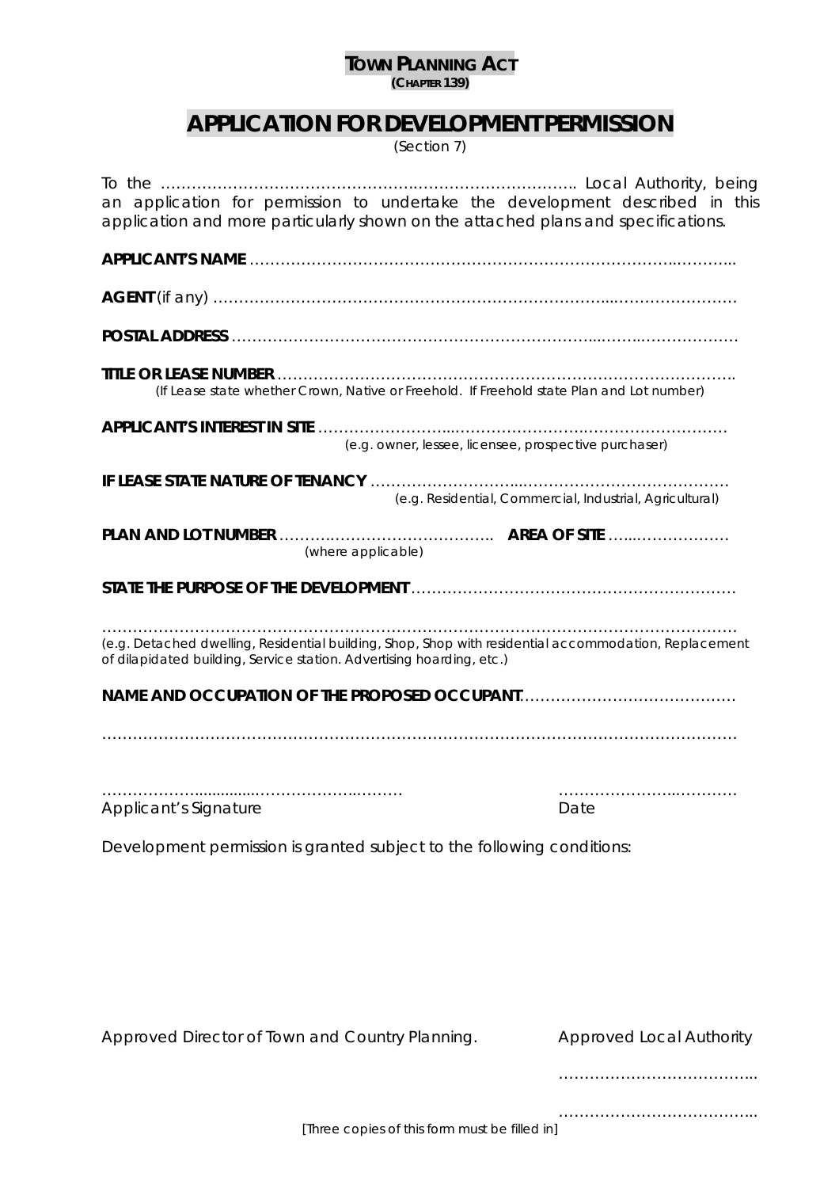**TOWN PLANNING ACT**
**(CHAPTER 139)**

# APPLICATION FOR DEVELOPMENT PERMISSION

(Section 7)

To the ……………………………………………………………………….. Local Authority, being an application for permission to undertake the development described in this application and more particularly shown on the attached plans and specifications.

**APPLICANT'S NAME** …………………………………………………………………………………..

**AGENT** (if any) ……………………………………………………………………………………………

**POSTAL ADDRESS** ……………………………………………………………………………………

**TITLE OR LEASE NUMBER** ……………………………………………………………………………..
(If Lease state whether Crown, Native or Freehold. If Freehold state Plan and Lot number)

**APPLICANT'S INTEREST IN SITE** …………………………………………………………………
(e.g. owner, lessee, licensee, prospective purchaser)

**IF LEASE STATE NATURE OF TENANCY** ……………………………………………………………
(e.g. Residential, Commercial, Industrial, Agricultural)

**PLAN AND LOT NUMBER** ……………………………………….. **AREA OF SITE** ……………………
(where applicable)

**STATE THE PURPOSE OF THE DEVELOPMENT** ……………………………………………………

……………………………………………………………………………………………………………
(e.g. Detached dwelling, Residential building, Shop, Shop with residential accommodation, Replacement of dilapidated building, Service station. Advertising hoarding, etc.)

**NAME AND OCCUPATION OF THE PROPOSED OCCUPANT** ……………………………………

……………………………………………………………………………………………………………

……………………………………………… ……………………………
Applicant's Signature Date

Development permission is granted subject to the following conditions:

Approved Director of Town and Country Planning. Approved Local Authority

………………………………..

………………………………..

[Three copies of this form must be filled in]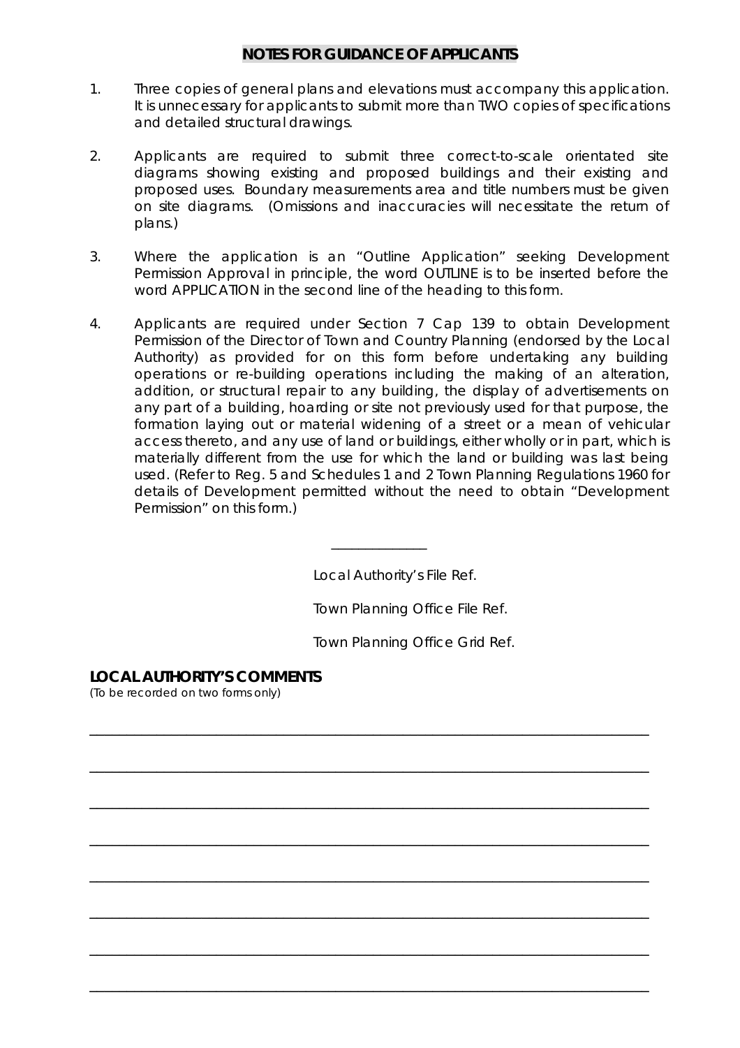## NOTES FOR GUIDANCE OF APPLICANTS

1. Three copies of general plans and elevations must accompany this application. It is unnecessary for applicants to submit more than TWO copies of specifications and detailed structural drawings.

2. Applicants are required to submit three correct-to-scale orientated site diagrams showing existing and proposed buildings and their existing and proposed uses. Boundary measurements area and title numbers must be given on site diagrams. (Omissions and inaccuracies will necessitate the return of plans.)

3. Where the application is an "Outline Application" seeking Development Permission Approval in principle, the word OUTLINE is to be inserted before the word APPLICATION in the second line of the heading to this form.

4. Applicants are required under Section 7 Cap 139 to obtain Development Permission of the Director of Town and Country Planning (endorsed by the Local Authority) as provided for on this form before undertaking any building operations or re-building operations including the making of an alteration, addition, or structural repair to any building, the display of advertisements on any part of a building, hoarding or site not previously used for that purpose, the formation laying out or material widening of a street or a mean of vehicular access thereto, and any use of land or buildings, either wholly or in part, which is materially different from the use for which the land or building was last being used. (Refer to Reg. 5 and Schedules 1 and 2 Town Planning Regulations 1960 for details of Development permitted without the need to obtain "Development Permission" on this form.)

---

Local Authority's File Ref.

Town Planning Office File Ref.

Town Planning Office Grid Ref.

**LOCAL AUTHORITY'S COMMENTS**
(To be recorded on two forms only)

______________________________________________________________________

______________________________________________________________________

______________________________________________________________________

______________________________________________________________________

______________________________________________________________________

______________________________________________________________________

______________________________________________________________________

______________________________________________________________________